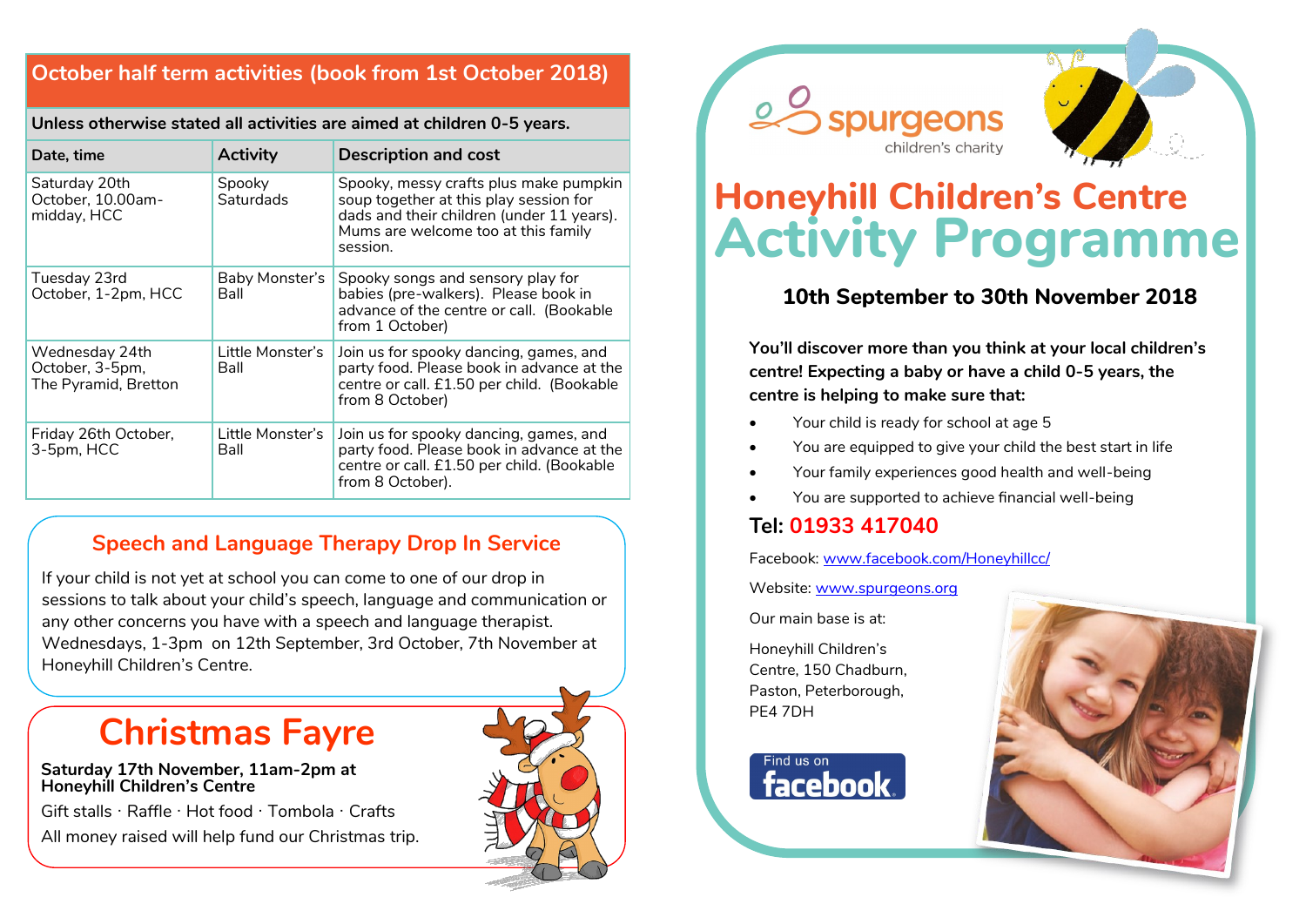## October half term activities (book from 1st October 2018)

**Unless otherwise stated all activities are aimed at children 0-5 years.**

| Date, time | Activity | Description and cost |
|---|---|---|
| Saturday 20th October, 10.00am-midday, HCC | Spooky Saturdads | Spooky, messy crafts plus make pumpkin soup together at this play session for dads and their children (under 11 years). Mums are welcome too at this family session. |
| Tuesday 23rd October, 1-2pm, HCC | Baby Monster's Ball | Spooky songs and sensory play for babies (pre-walkers). Please book in advance of the centre or call. (Bookable from 1 October) |
| Wednesday 24th October, 3-5pm, The Pyramid, Bretton | Little Monster's Ball | Join us for spooky dancing, games, and party food. Please book in advance at the centre or call. £1.50 per child. (Bookable from 8 October) |
| Friday 26th October, 3-5pm, HCC | Little Monster's Ball | Join us for spooky dancing, games, and party food. Please book in advance at the centre or call. £1.50 per child. (Bookable from 8 October). |

## Speech and Language Therapy Drop In Service

If your child is not yet at school you can come to one of our drop in sessions to talk about your child's speech, language and communication or any other concerns you have with a speech and language therapist. Wednesdays, 1-3pm on 12th September, 3rd October, 7th November at Honeyhill Children's Centre.

# Christmas Fayre

**Saturday 17th November, 11am-2pm at Honeyhill Children's Centre**

Gift stalls · Raffle · Hot food · Tombola · Crafts

All money raised will help fund our Christmas trip.

spurgeons children's charity

# Honeyhill Children's Centre Activity Programme

### 10th September to 30th November 2018

**You'll discover more than you think at your local children's centre! Expecting a baby or have a child 0-5 years, the centre is helping to make sure that:**

- Your child is ready for school at age 5
- You are equipped to give your child the best start in life
- Your family experiences good health and well-being
- You are supported to achieve financial well-being

**Tel: 01933 417040**

Facebook: www.facebook.com/Honeyhillcc/

Website: www.spurgeons.org

Our main base is at:

Honeyhill Children's Centre, 150 Chadburn, Paston, Peterborough, PE4 7DH

Find us on facebook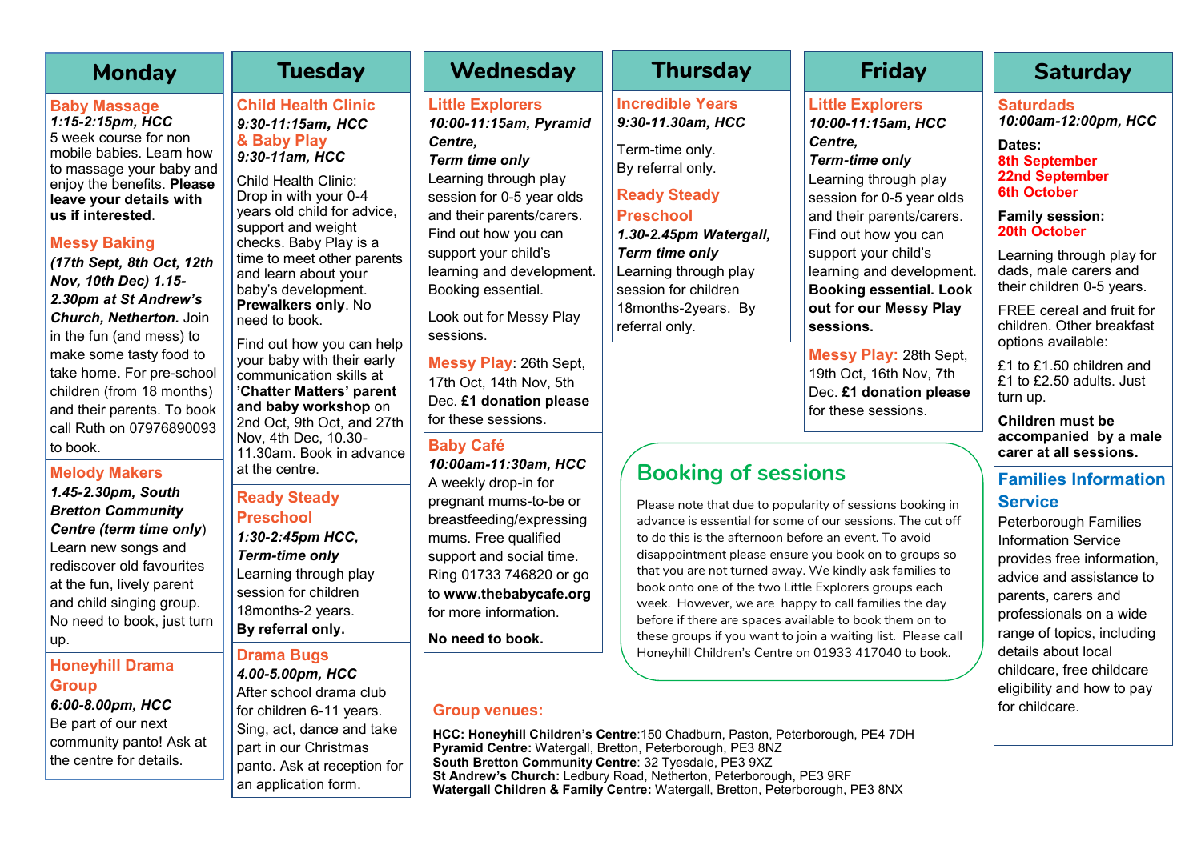## Monday

### Baby Massage

***1:15-2:15pm, HCC***

5 week course for non mobile babies. Learn how to massage your baby and enjoy the benefits. **Please leave your details with us if interested**.

### Messy Baking

***(17th Sept, 8th Oct, 12th Nov, 10th Dec) 1.15-2.30pm at St Andrew's Church, Netherton.*** Join in the fun (and mess) to make some tasty food to take home. For pre-school children (from 18 months) and their parents. To book call Ruth on 07976890093 to book.

### Melody Makers

***1.45-2.30pm, South Bretton Community Centre (term time only)***

Learn new songs and rediscover old favourites at the fun, lively parent and child singing group. No need to book, just turn up.

### Honeyhill Drama Group

***6:00-8.00pm, HCC***

Be part of our next community panto! Ask at the centre for details.

## Tuesday

### Child Health Clinic

***9:30-11:15am, HCC***

### & Baby Play

***9:30-11am, HCC***

Child Health Clinic: Drop in with your 0-4 years old child for advice, support and weight checks. Baby Play is a time to meet other parents and learn about your baby's development. **Prewalkers only**. No need to book.

Find out how you can help your baby with their early communication skills at **'Chatter Matters' parent and baby workshop** on 2nd Oct, 9th Oct, and 27th Nov, 4th Dec, 10.30-11.30am. Book in advance at the centre.

### Ready Steady Preschool

***1:30-2:45pm HCC, Term-time only***

Learning through play session for children 18months-2 years.

**By referral only.**

### Drama Bugs

***4.00-5.00pm, HCC***

After school drama club for children 6-11 years. Sing, act, dance and take part in our Christmas panto. Ask at reception for an application form.

## Wednesday

### Little Explorers

***10:00-11:15am, Pyramid Centre, Term time only***

Learning through play session for 0-5 year olds and their parents/carers. Find out how you can support your child's learning and development. Booking essential.

Look out for Messy Play sessions.

**Messy Play**: 26th Sept, 17th Oct, 14th Nov, 5th Dec. **£1 donation please** for these sessions.

### Baby Café

***10:00am-11:30am, HCC***

A weekly drop-in for pregnant mums-to-be or breastfeeding/expressing mums. Free qualified support and social time. Ring 01733 746820 or go to **www.thebabycafe.org** for more information.

**No need to book.**

## Thursday

### Incredible Years

***9:30-11.30am, HCC***

Term-time only.
By referral only.

### Ready Steady Preschool

***1.30-2.45pm Watergall, Term time only***

Learning through play session for children 18months-2years. By referral only.

## Friday

### Little Explorers

***10:00-11:15am, HCC Centre, Term time only***

Learning through play session for 0-5 year olds and their parents/carers. Find out how you can support your child's learning and development. **Booking essential. Look out for our Messy Play sessions.**

**Messy Play:** 28th Sept, 19th Oct, 16th Nov, 7th Dec. **£1 donation please** for these sessions.

## Saturday

### Saturdads

***10:00am-12:00pm, HCC***

**Dates:**
**8th September**
**22nd September**
**6th October**

**Family session:**
**20th October**

Learning through play for dads, male carers and their children 0-5 years.

FREE cereal and fruit for children. Other breakfast options available:

£1 to £1.50 children and £1 to £2.50 adults. Just turn up.

**Children must be accompanied by a male carer at all sessions.**

### Families Information Service

Peterborough Families Information Service provides free information, advice and assistance to parents, carers and professionals on a wide range of topics, including details about local childcare, free childcare eligibility and how to pay for childcare.

## Booking of sessions

Please note that due to popularity of sessions booking in advance is essential for some of our sessions. The cut off to do this is the afternoon before an event. To avoid disappointment please ensure you book on to groups so that you are not turned away. We kindly ask families to book onto one of the two Little Explorers groups each week. However, we are happy to call families the day before if there are spaces available to book them on to these groups if you want to join a waiting list. Please call Honeyhill Children's Centre on 01933 417040 to book.

## Group venues:

**HCC: Honeyhill Children's Centre**:150 Chadburn, Paston, Peterborough, PE4 7DH
**Pyramid Centre:** Watergall, Bretton, Peterborough, PE3 8NZ
**South Bretton Community Centre**: 32 Tyesdale, PE3 9XZ
**St Andrew's Church:** Ledbury Road, Netherton, Peterborough, PE3 9RF
**Watergall Children & Family Centre:** Watergall, Bretton, Peterborough, PE3 8NX